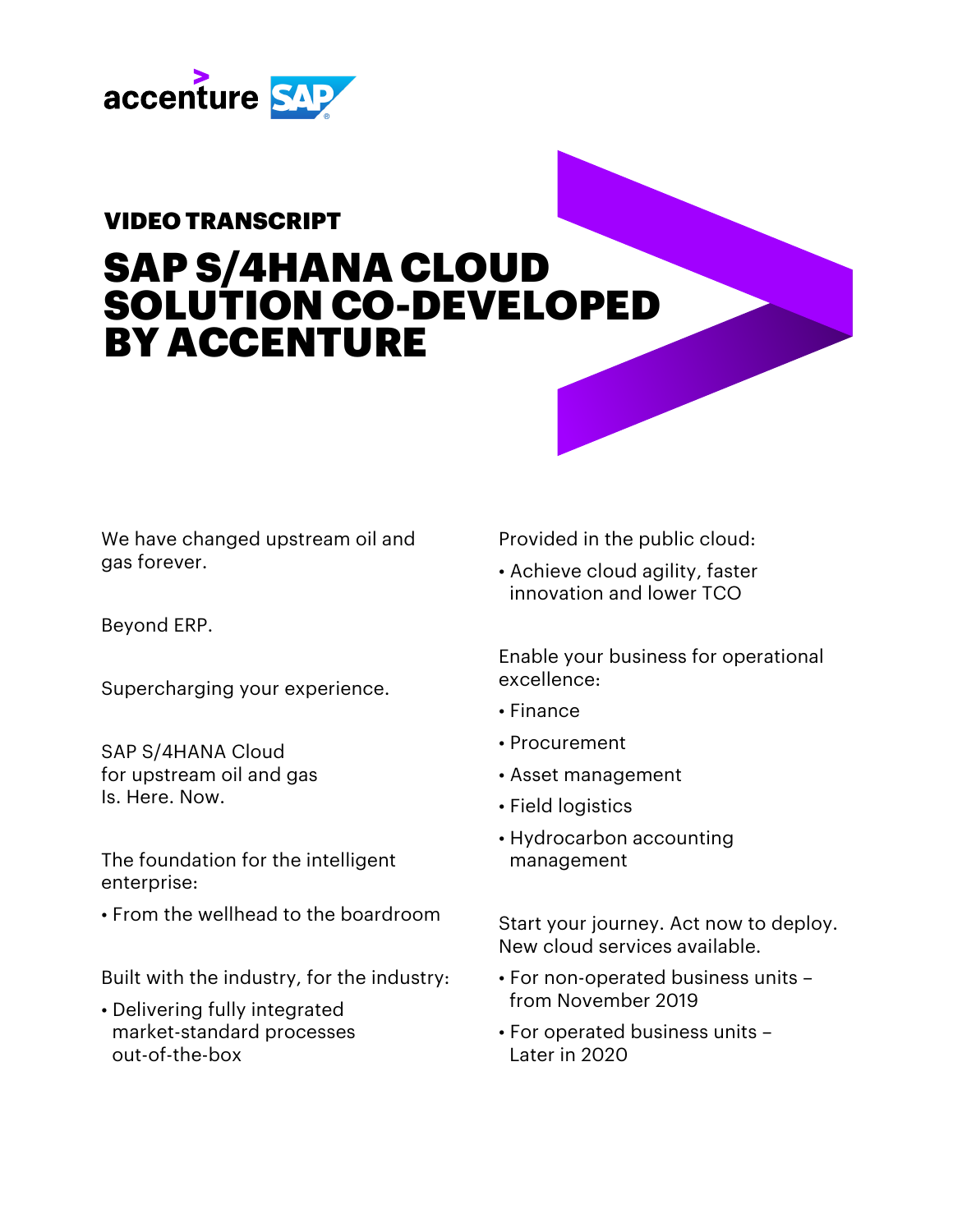VIDEO TRANSCRIPT

# SAP S/4HANA CLOUD SOLUTION CO-DEVELOPED BY ACCENTURE

We have changed upstream oil and gas forever.

Beyond ERP.

Supercharging your experience.

SAP S/4HANA Cloud
for upstream oil and gas
Is. Here. Now.

The foundation for the intelligent enterprise:

- From the wellhead to the boardroom

Built with the industry, for the industry:

- Delivering fully integrated market-standard processes out-of-the-box

Provided in the public cloud:

- Achieve cloud agility, faster innovation and lower TCO

Enable your business for operational excellence:

- Finance
- Procurement
- Asset management
- Field logistics
- Hydrocarbon accounting management

Start your journey. Act now to deploy. New cloud services available.

- For non-operated business units – from November 2019
- For operated business units – Later in 2020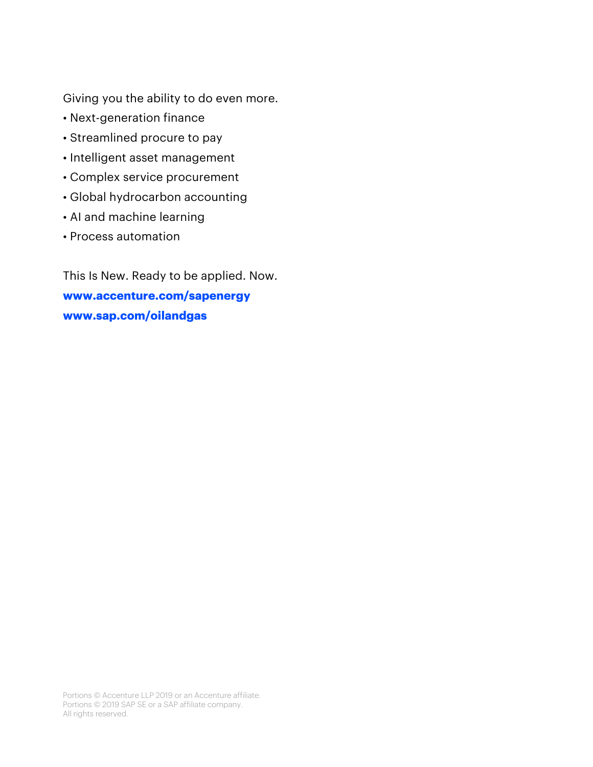Giving you the ability to do even more.

- Next-generation finance
- Streamlined procure to pay
- Intelligent asset management
- Complex service procurement
- Global hydrocarbon accounting
- AI and machine learning
- Process automation

This Is New. Ready to be applied. Now.

**www.accenture.com/sapenergy**

**www.sap.com/oilandgas**

Portions © Accenture LLP 2019 or an Accenture affiliate.
Portions © 2019 SAP SE or a SAP affiliate company.
All rights reserved.